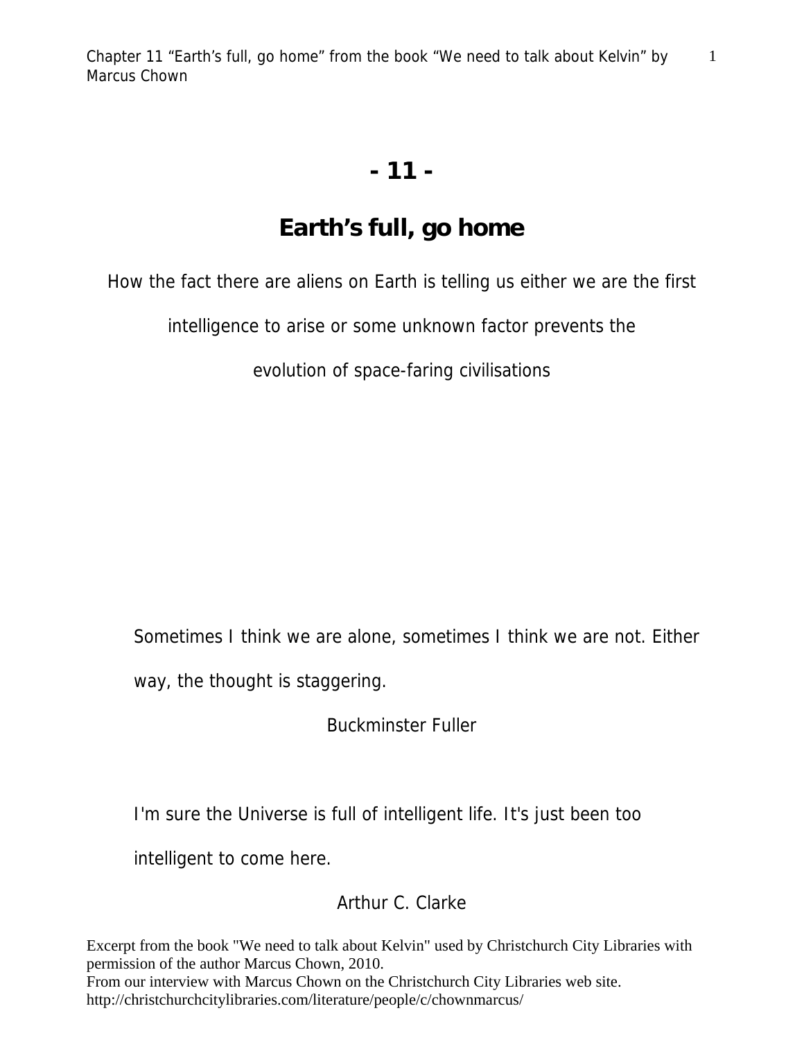# - 11 -

# Earth's full, go home

How the fact there are aliens on Earth is telling us either we are the first intelligence to arise or some unknown factor prevents the evolution of space-faring civilisations

> Sometimes I think we are alone, sometimes I think we are not. Either way, the thought is staggering.
>
> Buckminster Fuller

> I'm sure the Universe is full of intelligent life. It's just been too intelligent to come here.
>
> Arthur C. Clarke

Excerpt from the book "We need to talk about Kelvin" used by Christchurch City Libraries with permission of the author Marcus Chown, 2010.
From our interview with Marcus Chown on the Christchurch City Libraries web site.
http://christchurchcitylibraries.com/literature/people/c/chownmarcus/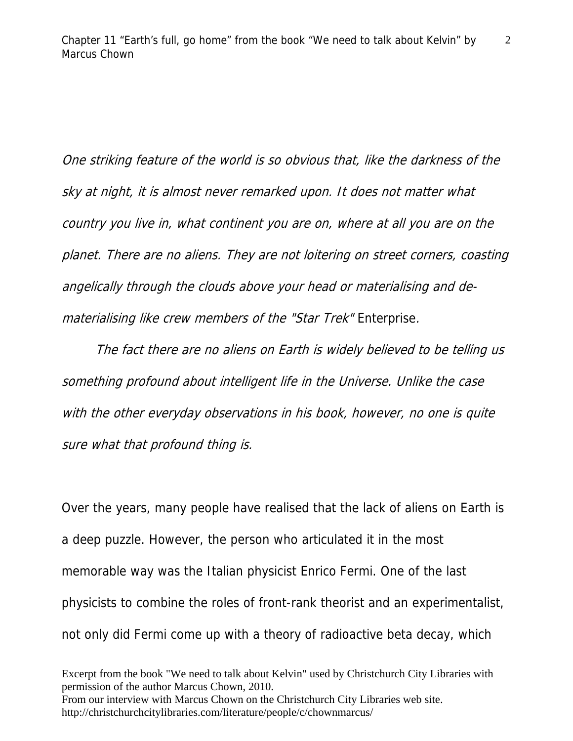*One striking feature of the world is so obvious that, like the darkness of the sky at night, it is almost never remarked upon. It does not matter what country you live in, what continent you are on, where at all you are on the planet. There are no aliens. They are not loitering on street corners, coasting angelically through the clouds above your head or materialising and de-materialising like crew members of the "Star Trek"* Enterprise*.*

*The fact there are no aliens on Earth is widely believed to be telling us something profound about intelligent life in the Universe. Unlike the case with the other everyday observations in his book, however, no one is quite sure what that profound thing is.*

Over the years, many people have realised that the lack of aliens on Earth is a deep puzzle. However, the person who articulated it in the most memorable way was the Italian physicist Enrico Fermi. One of the last physicists to combine the roles of front-rank theorist and an experimentalist, not only did Fermi come up with a theory of radioactive beta decay, which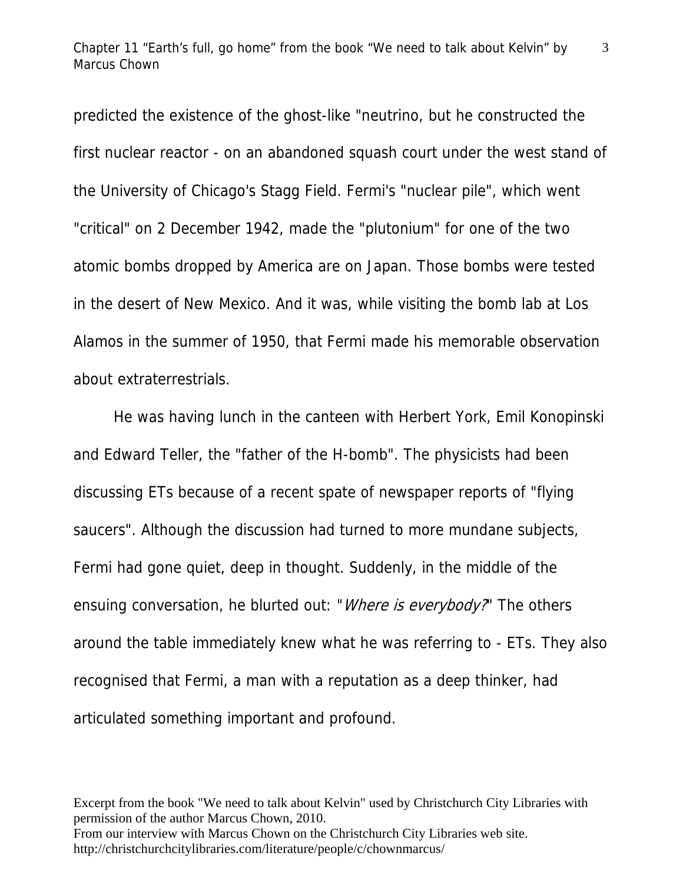predicted the existence of the ghost-like "neutrino, but he constructed the first nuclear reactor - on an abandoned squash court under the west stand of the University of Chicago's Stagg Field. Fermi's "nuclear pile", which went "critical" on 2 December 1942, made the "plutonium" for one of the two atomic bombs dropped by America are on Japan. Those bombs were tested in the desert of New Mexico. And it was, while visiting the bomb lab at Los Alamos in the summer of 1950, that Fermi made his memorable observation about extraterrestrials.

He was having lunch in the canteen with Herbert York, Emil Konopinski and Edward Teller, the "father of the H-bomb". The physicists had been discussing ETs because of a recent spate of newspaper reports of "flying saucers". Although the discussion had turned to more mundane subjects, Fermi had gone quiet, deep in thought. Suddenly, in the middle of the ensuing conversation, he blurted out: "*Where is everybody?*" The others around the table immediately knew what he was referring to - ETs. They also recognised that Fermi, a man with a reputation as a deep thinker, had articulated something important and profound.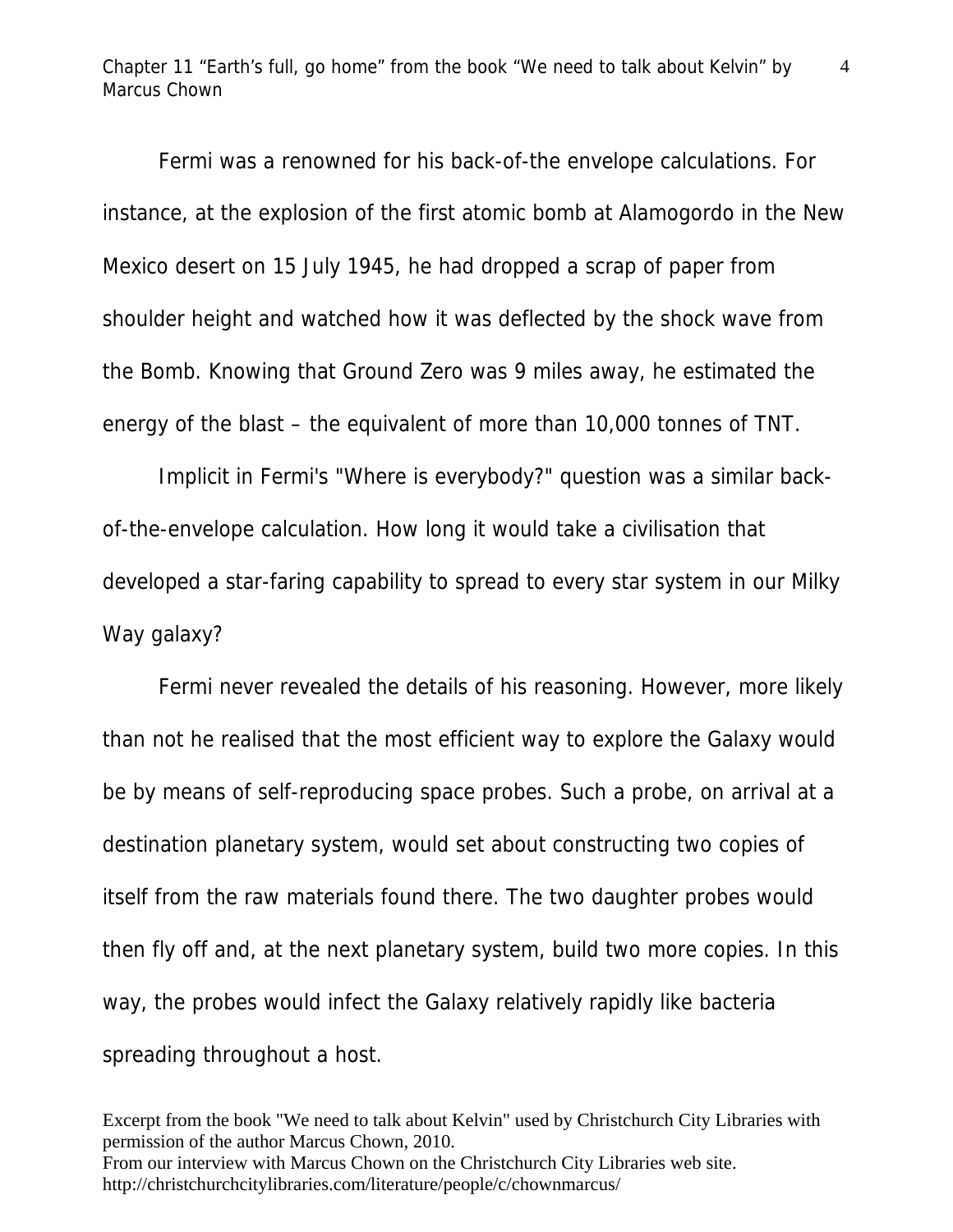Fermi was a renowned for his back-of-the envelope calculations. For instance, at the explosion of the first atomic bomb at Alamogordo in the New Mexico desert on 15 July 1945, he had dropped a scrap of paper from shoulder height and watched how it was deflected by the shock wave from the Bomb. Knowing that Ground Zero was 9 miles away, he estimated the energy of the blast – the equivalent of more than 10,000 tonnes of TNT.

Implicit in Fermi's "Where is everybody?" question was a similar back-of-the-envelope calculation. How long it would take a civilisation that developed a star-faring capability to spread to every star system in our Milky Way galaxy?

Fermi never revealed the details of his reasoning. However, more likely than not he realised that the most efficient way to explore the Galaxy would be by means of self-reproducing space probes. Such a probe, on arrival at a destination planetary system, would set about constructing two copies of itself from the raw materials found there. The two daughter probes would then fly off and, at the next planetary system, build two more copies. In this way, the probes would infect the Galaxy relatively rapidly like bacteria spreading throughout a host.

Excerpt from the book "We need to talk about Kelvin" used by Christchurch City Libraries with permission of the author Marcus Chown, 2010.
From our interview with Marcus Chown on the Christchurch City Libraries web site.
http://christchurchcitylibraries.com/literature/people/c/chownmarcus/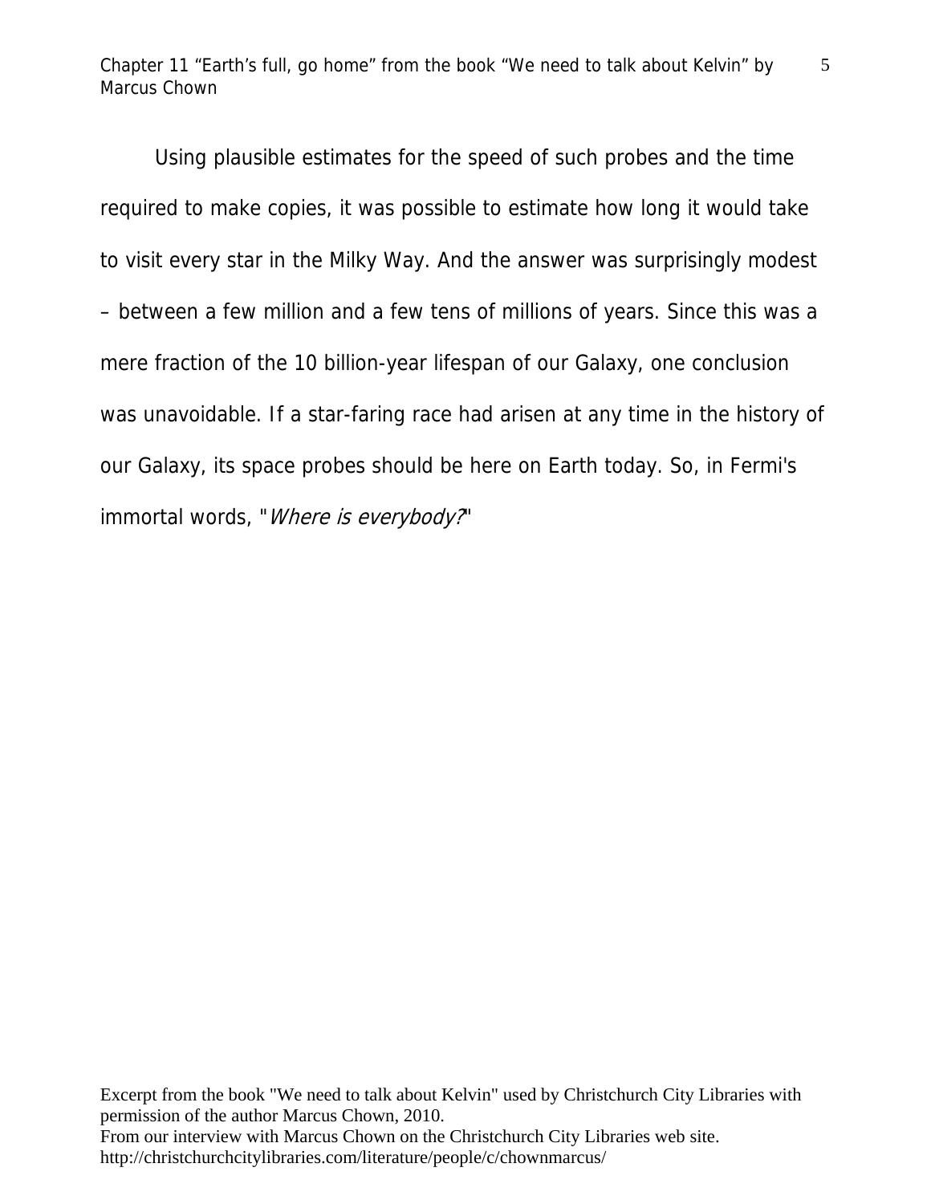Using plausible estimates for the speed of such probes and the time required to make copies, it was possible to estimate how long it would take to visit every star in the Milky Way. And the answer was surprisingly modest – between a few million and a few tens of millions of years. Since this was a mere fraction of the 10 billion-year lifespan of our Galaxy, one conclusion was unavoidable. If a star-faring race had arisen at any time in the history of our Galaxy, its space probes should be here on Earth today. So, in Fermi's immortal words, "*Where is everybody?*"

Excerpt from the book "We need to talk about Kelvin" used by Christchurch City Libraries with permission of the author Marcus Chown, 2010.
From our interview with Marcus Chown on the Christchurch City Libraries web site.
http://christchurchcitylibraries.com/literature/people/c/chownmarcus/